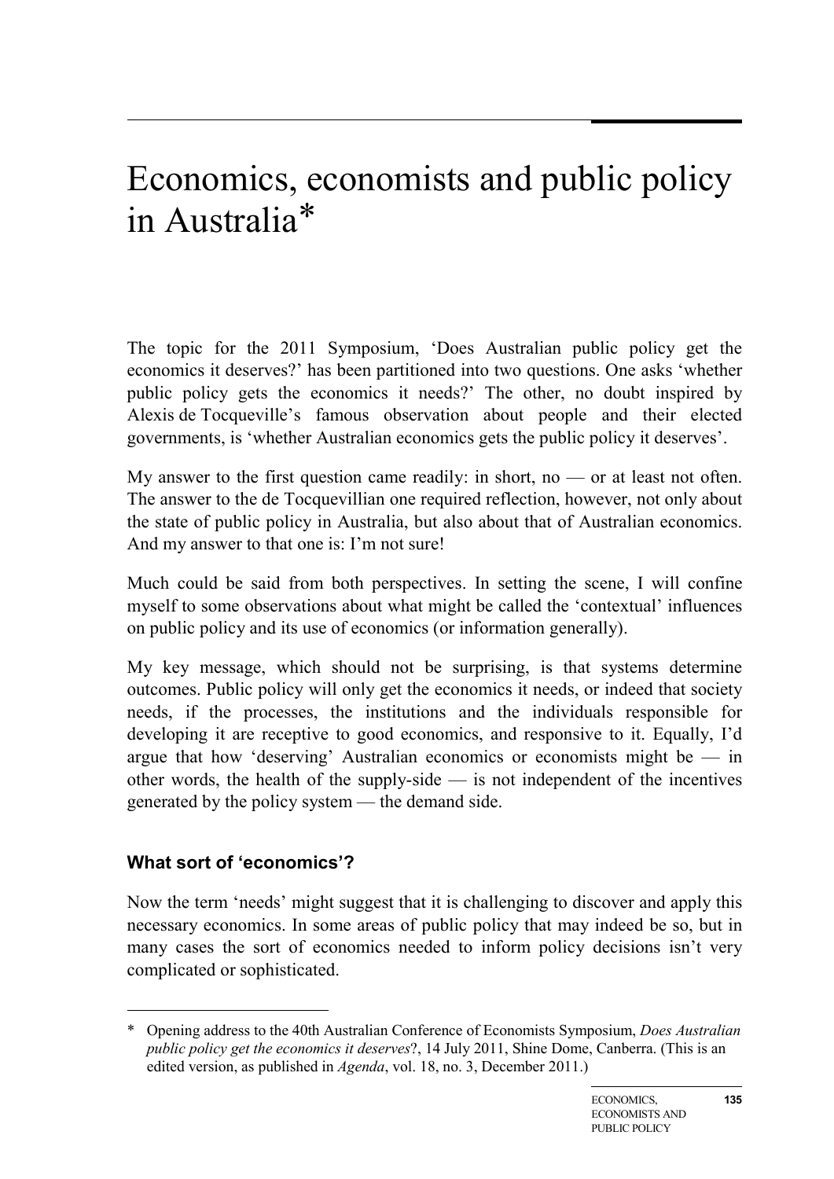# Economics, economists and public policy in Australia*

The topic for the 2011 Symposium, 'Does Australian public policy get the economics it deserves?' has been partitioned into two questions. One asks 'whether public policy gets the economics it needs?' The other, no doubt inspired by Alexis de Tocqueville's famous observation about people and their elected governments, is 'whether Australian economics gets the public policy it deserves'.

My answer to the first question came readily: in short, no — or at least not often. The answer to the de Tocquevillian one required reflection, however, not only about the state of public policy in Australia, but also about that of Australian economics. And my answer to that one is: I'm not sure!

Much could be said from both perspectives. In setting the scene, I will confine myself to some observations about what might be called the 'contextual' influences on public policy and its use of economics (or information generally).

My key message, which should not be surprising, is that systems determine outcomes. Public policy will only get the economics it needs, or indeed that society needs, if the processes, the institutions and the individuals responsible for developing it are receptive to good economics, and responsive to it. Equally, I'd argue that how 'deserving' Australian economics or economists might be — in other words, the health of the supply-side — is not independent of the incentives generated by the policy system — the demand side.

### What sort of 'economics'?

Now the term 'needs' might suggest that it is challenging to discover and apply this necessary economics. In some areas of public policy that may indeed be so, but in many cases the sort of economics needed to inform policy decisions isn't very complicated or sophisticated.

---

* Opening address to the 40th Australian Conference of Economists Symposium, *Does Australian public policy get the economics it deserves*?, 14 July 2011, Shine Dome, Canberra. (This is an edited version, as published in *Agenda*, vol. 18, no. 3, December 2011.)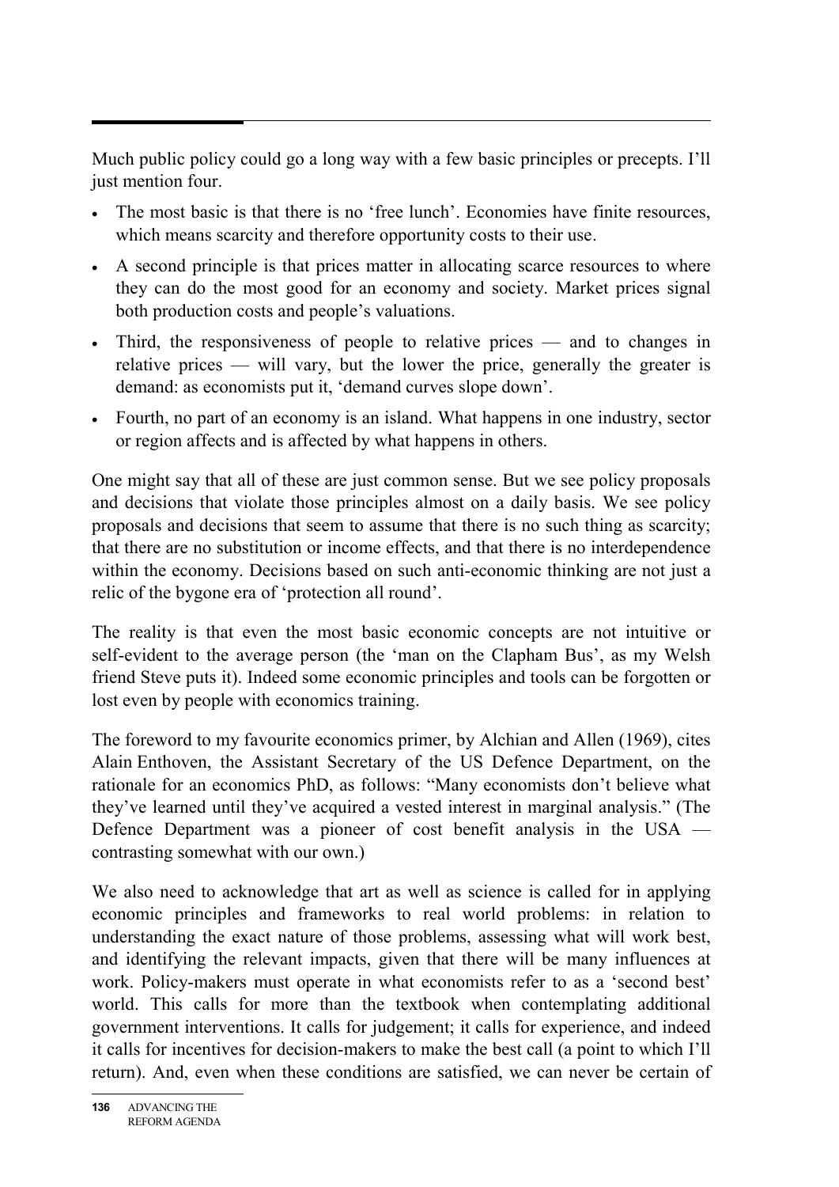Much public policy could go a long way with a few basic principles or precepts. I'll just mention four.

- The most basic is that there is no 'free lunch'. Economies have finite resources, which means scarcity and therefore opportunity costs to their use.
- A second principle is that prices matter in allocating scarce resources to where they can do the most good for an economy and society. Market prices signal both production costs and people's valuations.
- Third, the responsiveness of people to relative prices — and to changes in relative prices — will vary, but the lower the price, generally the greater is demand: as economists put it, 'demand curves slope down'.
- Fourth, no part of an economy is an island. What happens in one industry, sector or region affects and is affected by what happens in others.

One might say that all of these are just common sense. But we see policy proposals and decisions that violate those principles almost on a daily basis. We see policy proposals and decisions that seem to assume that there is no such thing as scarcity; that there are no substitution or income effects, and that there is no interdependence within the economy. Decisions based on such anti-economic thinking are not just a relic of the bygone era of 'protection all round'.

The reality is that even the most basic economic concepts are not intuitive or self-evident to the average person (the 'man on the Clapham Bus', as my Welsh friend Steve puts it). Indeed some economic principles and tools can be forgotten or lost even by people with economics training.

The foreword to my favourite economics primer, by Alchian and Allen (1969), cites Alain Enthoven, the Assistant Secretary of the US Defence Department, on the rationale for an economics PhD, as follows: "Many economists don't believe what they've learned until they've acquired a vested interest in marginal analysis." (The Defence Department was a pioneer of cost benefit analysis in the USA — contrasting somewhat with our own.)

We also need to acknowledge that art as well as science is called for in applying economic principles and frameworks to real world problems: in relation to understanding the exact nature of those problems, assessing what will work best, and identifying the relevant impacts, given that there will be many influences at work. Policy-makers must operate in what economists refer to as a 'second best' world. This calls for more than the textbook when contemplating additional government interventions. It calls for judgement; it calls for experience, and indeed it calls for incentives for decision-makers to make the best call (a point to which I'll return). And, even when these conditions are satisfied, we can never be certain of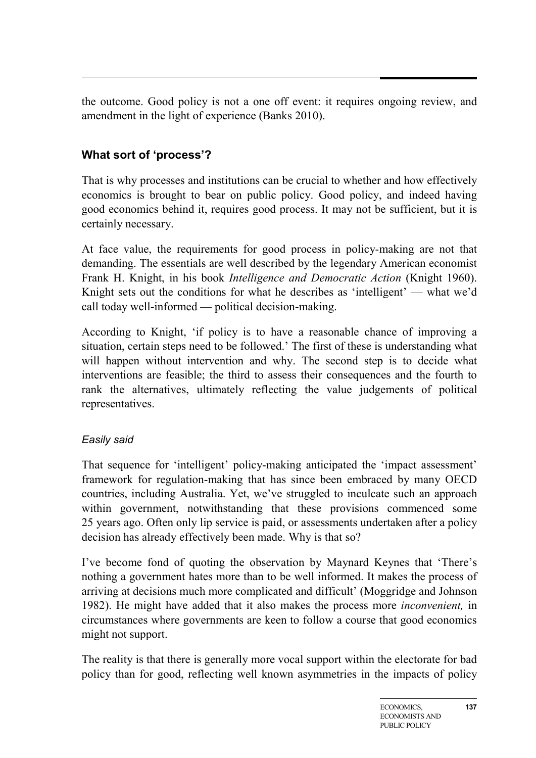the outcome. Good policy is not a one off event: it requires ongoing review, and amendment in the light of experience (Banks 2010).

## What sort of 'process'?

That is why processes and institutions can be crucial to whether and how effectively economics is brought to bear on public policy. Good policy, and indeed having good economics behind it, requires good process. It may not be sufficient, but it is certainly necessary.

At face value, the requirements for good process in policy-making are not that demanding. The essentials are well described by the legendary American economist Frank H. Knight, in his book *Intelligence and Democratic Action* (Knight 1960). Knight sets out the conditions for what he describes as 'intelligent' — what we'd call today well-informed — political decision-making.

According to Knight, 'if policy is to have a reasonable chance of improving a situation, certain steps need to be followed.' The first of these is understanding what will happen without intervention and why. The second step is to decide what interventions are feasible; the third to assess their consequences and the fourth to rank the alternatives, ultimately reflecting the value judgements of political representatives.

### *Easily said*

That sequence for 'intelligent' policy-making anticipated the 'impact assessment' framework for regulation-making that has since been embraced by many OECD countries, including Australia. Yet, we've struggled to inculcate such an approach within government, notwithstanding that these provisions commenced some 25 years ago. Often only lip service is paid, or assessments undertaken after a policy decision has already effectively been made. Why is that so?

I've become fond of quoting the observation by Maynard Keynes that 'There's nothing a government hates more than to be well informed. It makes the process of arriving at decisions much more complicated and difficult' (Moggridge and Johnson 1982). He might have added that it also makes the process more *inconvenient,* in circumstances where governments are keen to follow a course that good economics might not support.

The reality is that there is generally more vocal support within the electorate for bad policy than for good, reflecting well known asymmetries in the impacts of policy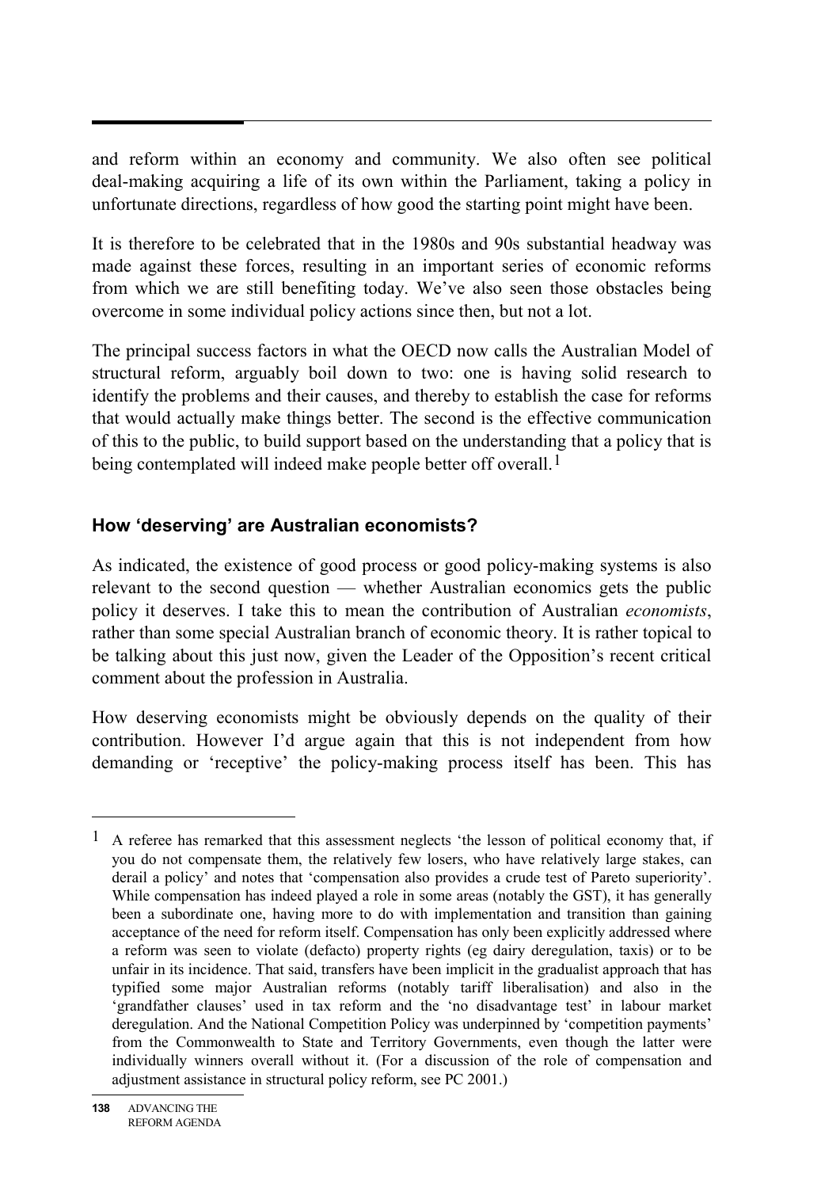and reform within an economy and community. We also often see political deal-making acquiring a life of its own within the Parliament, taking a policy in unfortunate directions, regardless of how good the starting point might have been.

It is therefore to be celebrated that in the 1980s and 90s substantial headway was made against these forces, resulting in an important series of economic reforms from which we are still benefiting today. We've also seen those obstacles being overcome in some individual policy actions since then, but not a lot.

The principal success factors in what the OECD now calls the Australian Model of structural reform, arguably boil down to two: one is having solid research to identify the problems and their causes, and thereby to establish the case for reforms that would actually make things better. The second is the effective communication of this to the public, to build support based on the understanding that a policy that is being contemplated will indeed make people better off overall.[1]

## How 'deserving' are Australian economists?

As indicated, the existence of good process or good policy-making systems is also relevant to the second question — whether Australian economics gets the public policy it deserves. I take this to mean the contribution of Australian *economists*, rather than some special Australian branch of economic theory. It is rather topical to be talking about this just now, given the Leader of the Opposition's recent critical comment about the profession in Australia.

How deserving economists might be obviously depends on the quality of their contribution. However I'd argue again that this is not independent from how demanding or 'receptive' the policy-making process itself has been. This has

---

[1] A referee has remarked that this assessment neglects 'the lesson of political economy that, if you do not compensate them, the relatively few losers, who have relatively large stakes, can derail a policy' and notes that 'compensation also provides a crude test of Pareto superiority'. While compensation has indeed played a role in some areas (notably the GST), it has generally been a subordinate one, having more to do with implementation and transition than gaining acceptance of the need for reform itself. Compensation has only been explicitly addressed where a reform was seen to violate (defacto) property rights (eg dairy deregulation, taxis) or to be unfair in its incidence. That said, transfers have been implicit in the gradualist approach that has typified some major Australian reforms (notably tariff liberalisation) and also in the 'grandfather clauses' used in tax reform and the 'no disadvantage test' in labour market deregulation. And the National Competition Policy was underpinned by 'competition payments' from the Commonwealth to State and Territory Governments, even though the latter were individually winners overall without it. (For a discussion of the role of compensation and adjustment assistance in structural policy reform, see PC 2001.)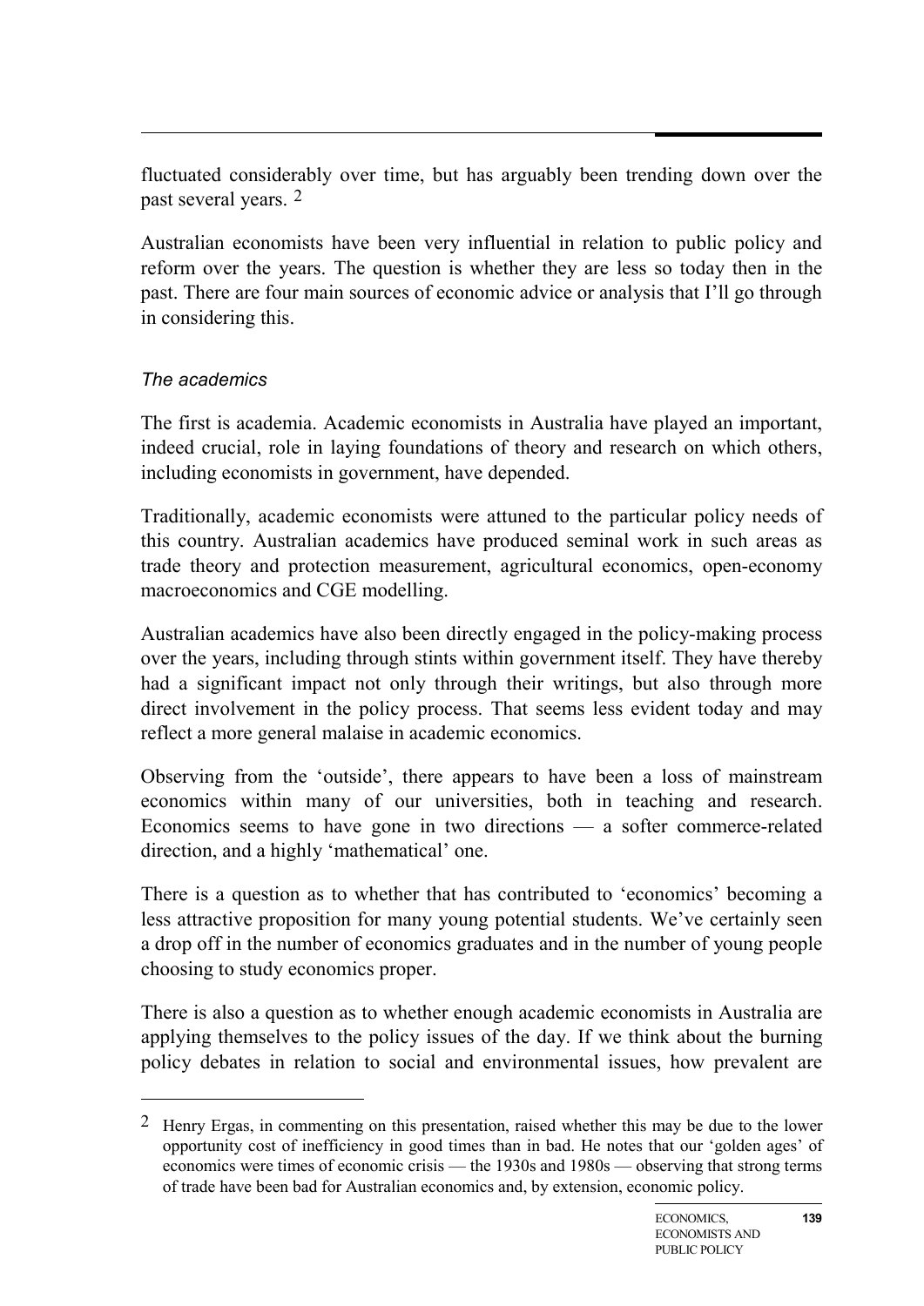fluctuated considerably over time, but has arguably been trending down over the past several years. [2]

Australian economists have been very influential in relation to public policy and reform over the years. The question is whether they are less so today then in the past. There are four main sources of economic advice or analysis that I'll go through in considering this.

### *The academics*

The first is academia. Academic economists in Australia have played an important, indeed crucial, role in laying foundations of theory and research on which others, including economists in government, have depended.

Traditionally, academic economists were attuned to the particular policy needs of this country. Australian academics have produced seminal work in such areas as trade theory and protection measurement, agricultural economics, open-economy macroeconomics and CGE modelling.

Australian academics have also been directly engaged in the policy-making process over the years, including through stints within government itself. They have thereby had a significant impact not only through their writings, but also through more direct involvement in the policy process. That seems less evident today and may reflect a more general malaise in academic economics.

Observing from the 'outside', there appears to have been a loss of mainstream economics within many of our universities, both in teaching and research. Economics seems to have gone in two directions — a softer commerce-related direction, and a highly 'mathematical' one.

There is a question as to whether that has contributed to 'economics' becoming a less attractive proposition for many young potential students. We've certainly seen a drop off in the number of economics graduates and in the number of young people choosing to study economics proper.

There is also a question as to whether enough academic economists in Australia are applying themselves to the policy issues of the day. If we think about the burning policy debates in relation to social and environmental issues, how prevalent are

---

[2] Henry Ergas, in commenting on this presentation, raised whether this may be due to the lower opportunity cost of inefficiency in good times than in bad. He notes that our 'golden ages' of economics were times of economic crisis — the 1930s and 1980s — observing that strong terms of trade have been bad for Australian economics and, by extension, economic policy.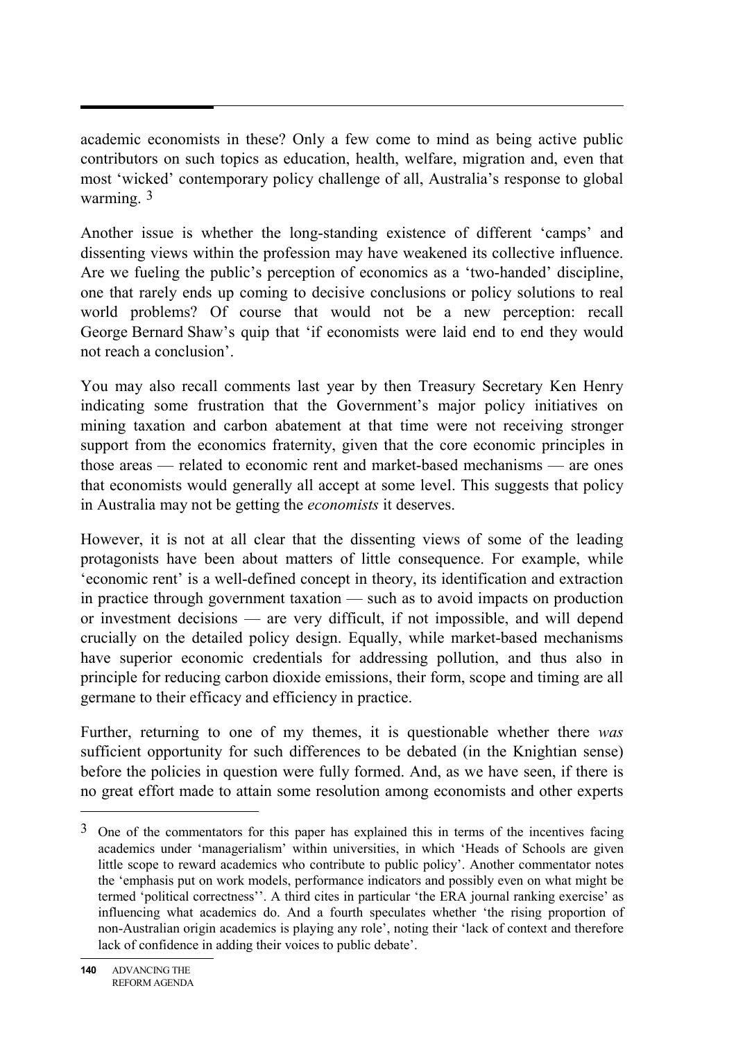academic economists in these? Only a few come to mind as being active public contributors on such topics as education, health, welfare, migration and, even that most 'wicked' contemporary policy challenge of all, Australia's response to global warming. [3]

Another issue is whether the long-standing existence of different 'camps' and dissenting views within the profession may have weakened its collective influence. Are we fueling the public's perception of economics as a 'two-handed' discipline, one that rarely ends up coming to decisive conclusions or policy solutions to real world problems? Of course that would not be a new perception: recall George Bernard Shaw's quip that 'if economists were laid end to end they would not reach a conclusion'.

You may also recall comments last year by then Treasury Secretary Ken Henry indicating some frustration that the Government's major policy initiatives on mining taxation and carbon abatement at that time were not receiving stronger support from the economics fraternity, given that the core economic principles in those areas — related to economic rent and market-based mechanisms — are ones that economists would generally all accept at some level. This suggests that policy in Australia may not be getting the *economists* it deserves.

However, it is not at all clear that the dissenting views of some of the leading protagonists have been about matters of little consequence. For example, while 'economic rent' is a well-defined concept in theory, its identification and extraction in practice through government taxation — such as to avoid impacts on production or investment decisions — are very difficult, if not impossible, and will depend crucially on the detailed policy design. Equally, while market-based mechanisms have superior economic credentials for addressing pollution, and thus also in principle for reducing carbon dioxide emissions, their form, scope and timing are all germane to their efficacy and efficiency in practice.

Further, returning to one of my themes, it is questionable whether there *was* sufficient opportunity for such differences to be debated (in the Knightian sense) before the policies in question were fully formed. And, as we have seen, if there is no great effort made to attain some resolution among economists and other experts

---

[3] One of the commentators for this paper has explained this in terms of the incentives facing academics under 'managerialism' within universities, in which 'Heads of Schools are given little scope to reward academics who contribute to public policy'. Another commentator notes the 'emphasis put on work models, performance indicators and possibly even on what might be termed 'political correctness''. A third cites in particular 'the ERA journal ranking exercise' as influencing what academics do. And a fourth speculates whether 'the rising proportion of non-Australian origin academics is playing any role', noting their 'lack of context and therefore lack of confidence in adding their voices to public debate'.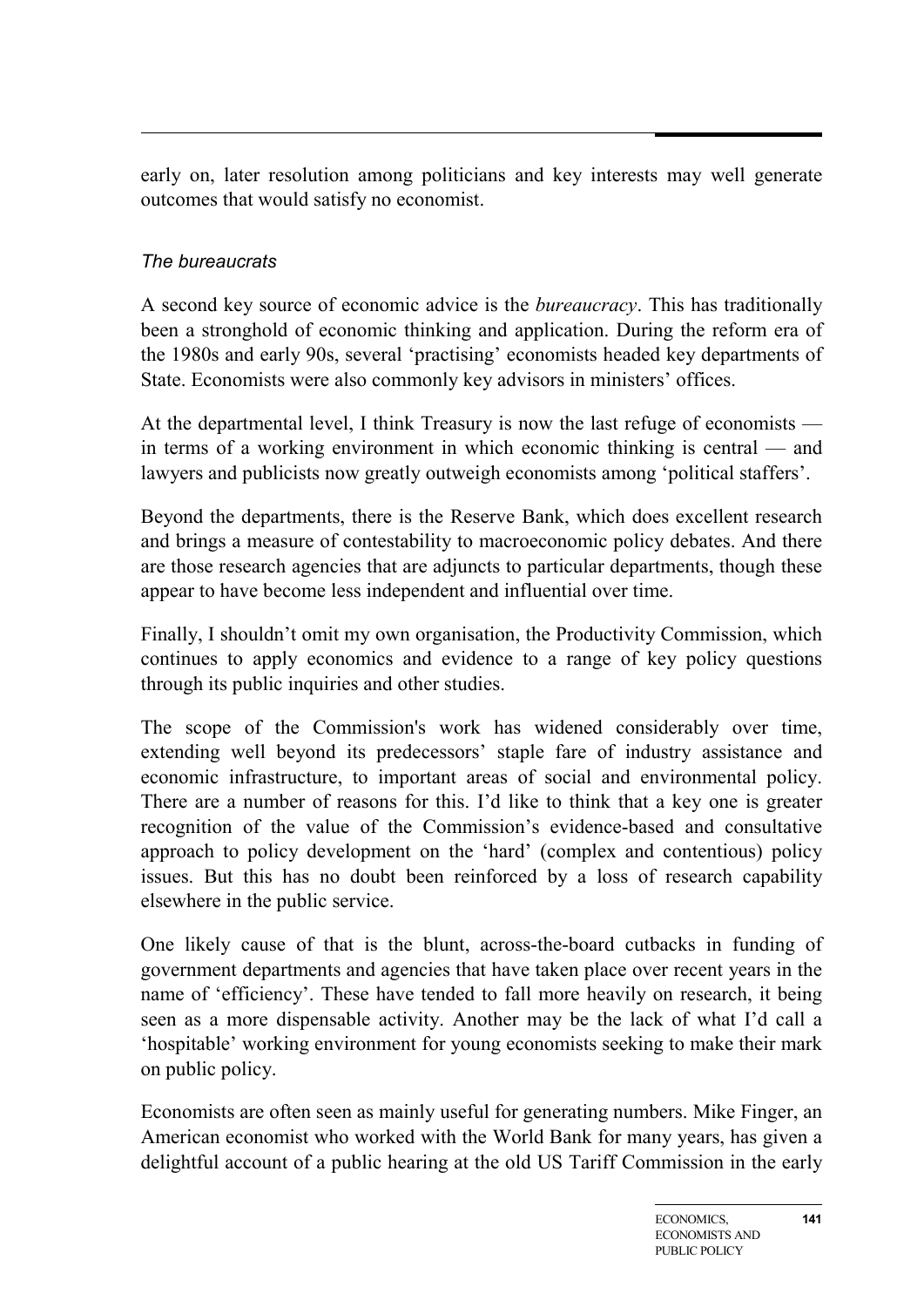early on, later resolution among politicians and key interests may well generate outcomes that would satisfy no economist.

*The bureaucrats*

A second key source of economic advice is the *bureaucracy*. This has traditionally been a stronghold of economic thinking and application. During the reform era of the 1980s and early 90s, several 'practising' economists headed key departments of State. Economists were also commonly key advisors in ministers' offices.

At the departmental level, I think Treasury is now the last refuge of economists — in terms of a working environment in which economic thinking is central — and lawyers and publicists now greatly outweigh economists among 'political staffers'.

Beyond the departments, there is the Reserve Bank, which does excellent research and brings a measure of contestability to macroeconomic policy debates. And there are those research agencies that are adjuncts to particular departments, though these appear to have become less independent and influential over time.

Finally, I shouldn't omit my own organisation, the Productivity Commission, which continues to apply economics and evidence to a range of key policy questions through its public inquiries and other studies.

The scope of the Commission's work has widened considerably over time, extending well beyond its predecessors' staple fare of industry assistance and economic infrastructure, to important areas of social and environmental policy. There are a number of reasons for this. I'd like to think that a key one is greater recognition of the value of the Commission's evidence-based and consultative approach to policy development on the 'hard' (complex and contentious) policy issues. But this has no doubt been reinforced by a loss of research capability elsewhere in the public service.

One likely cause of that is the blunt, across-the-board cutbacks in funding of government departments and agencies that have taken place over recent years in the name of 'efficiency'. These have tended to fall more heavily on research, it being seen as a more dispensable activity. Another may be the lack of what I'd call a 'hospitable' working environment for young economists seeking to make their mark on public policy.

Economists are often seen as mainly useful for generating numbers. Mike Finger, an American economist who worked with the World Bank for many years, has given a delightful account of a public hearing at the old US Tariff Commission in the early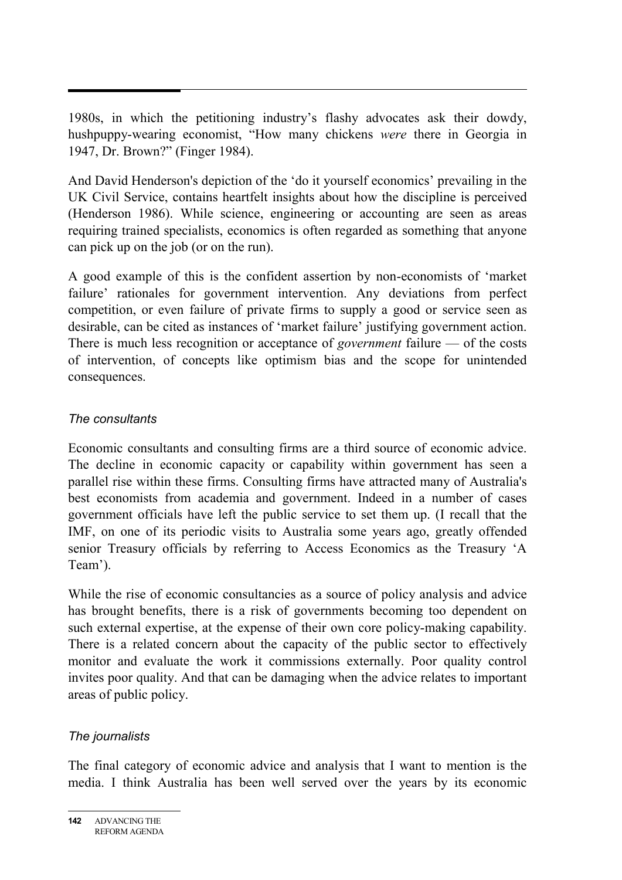1980s, in which the petitioning industry's flashy advocates ask their dowdy, hushpuppy-wearing economist, "How many chickens *were* there in Georgia in 1947, Dr. Brown?" (Finger 1984).

And David Henderson's depiction of the 'do it yourself economics' prevailing in the UK Civil Service, contains heartfelt insights about how the discipline is perceived (Henderson 1986). While science, engineering or accounting are seen as areas requiring trained specialists, economics is often regarded as something that anyone can pick up on the job (or on the run).

A good example of this is the confident assertion by non-economists of 'market failure' rationales for government intervention. Any deviations from perfect competition, or even failure of private firms to supply a good or service seen as desirable, can be cited as instances of 'market failure' justifying government action. There is much less recognition or acceptance of *government* failure — of the costs of intervention, of concepts like optimism bias and the scope for unintended consequences.

### *The consultants*

Economic consultants and consulting firms are a third source of economic advice. The decline in economic capacity or capability within government has seen a parallel rise within these firms. Consulting firms have attracted many of Australia's best economists from academia and government. Indeed in a number of cases government officials have left the public service to set them up. (I recall that the IMF, on one of its periodic visits to Australia some years ago, greatly offended senior Treasury officials by referring to Access Economics as the Treasury 'A Team').

While the rise of economic consultancies as a source of policy analysis and advice has brought benefits, there is a risk of governments becoming too dependent on such external expertise, at the expense of their own core policy-making capability. There is a related concern about the capacity of the public sector to effectively monitor and evaluate the work it commissions externally. Poor quality control invites poor quality. And that can be damaging when the advice relates to important areas of public policy.

### *The journalists*

The final category of economic advice and analysis that I want to mention is the media. I think Australia has been well served over the years by its economic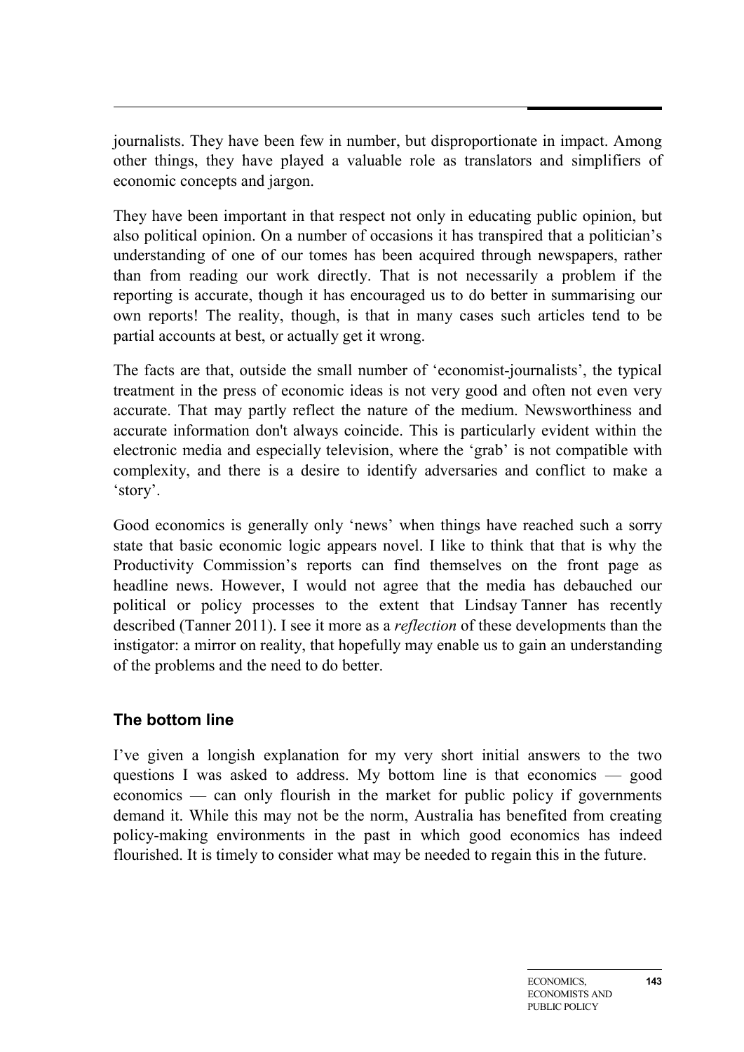journalists. They have been few in number, but disproportionate in impact. Among other things, they have played a valuable role as translators and simplifiers of economic concepts and jargon.

They have been important in that respect not only in educating public opinion, but also political opinion. On a number of occasions it has transpired that a politician's understanding of one of our tomes has been acquired through newspapers, rather than from reading our work directly. That is not necessarily a problem if the reporting is accurate, though it has encouraged us to do better in summarising our own reports! The reality, though, is that in many cases such articles tend to be partial accounts at best, or actually get it wrong.

The facts are that, outside the small number of 'economist-journalists', the typical treatment in the press of economic ideas is not very good and often not even very accurate. That may partly reflect the nature of the medium. Newsworthiness and accurate information don't always coincide. This is particularly evident within the electronic media and especially television, where the 'grab' is not compatible with complexity, and there is a desire to identify adversaries and conflict to make a 'story'.

Good economics is generally only 'news' when things have reached such a sorry state that basic economic logic appears novel. I like to think that that is why the Productivity Commission's reports can find themselves on the front page as headline news. However, I would not agree that the media has debauched our political or policy processes to the extent that Lindsay Tanner has recently described (Tanner 2011). I see it more as a *reflection* of these developments than the instigator: a mirror on reality, that hopefully may enable us to gain an understanding of the problems and the need to do better.

## The bottom line

I've given a longish explanation for my very short initial answers to the two questions I was asked to address. My bottom line is that economics — good economics — can only flourish in the market for public policy if governments demand it. While this may not be the norm, Australia has benefited from creating policy-making environments in the past in which good economics has indeed flourished. It is timely to consider what may be needed to regain this in the future.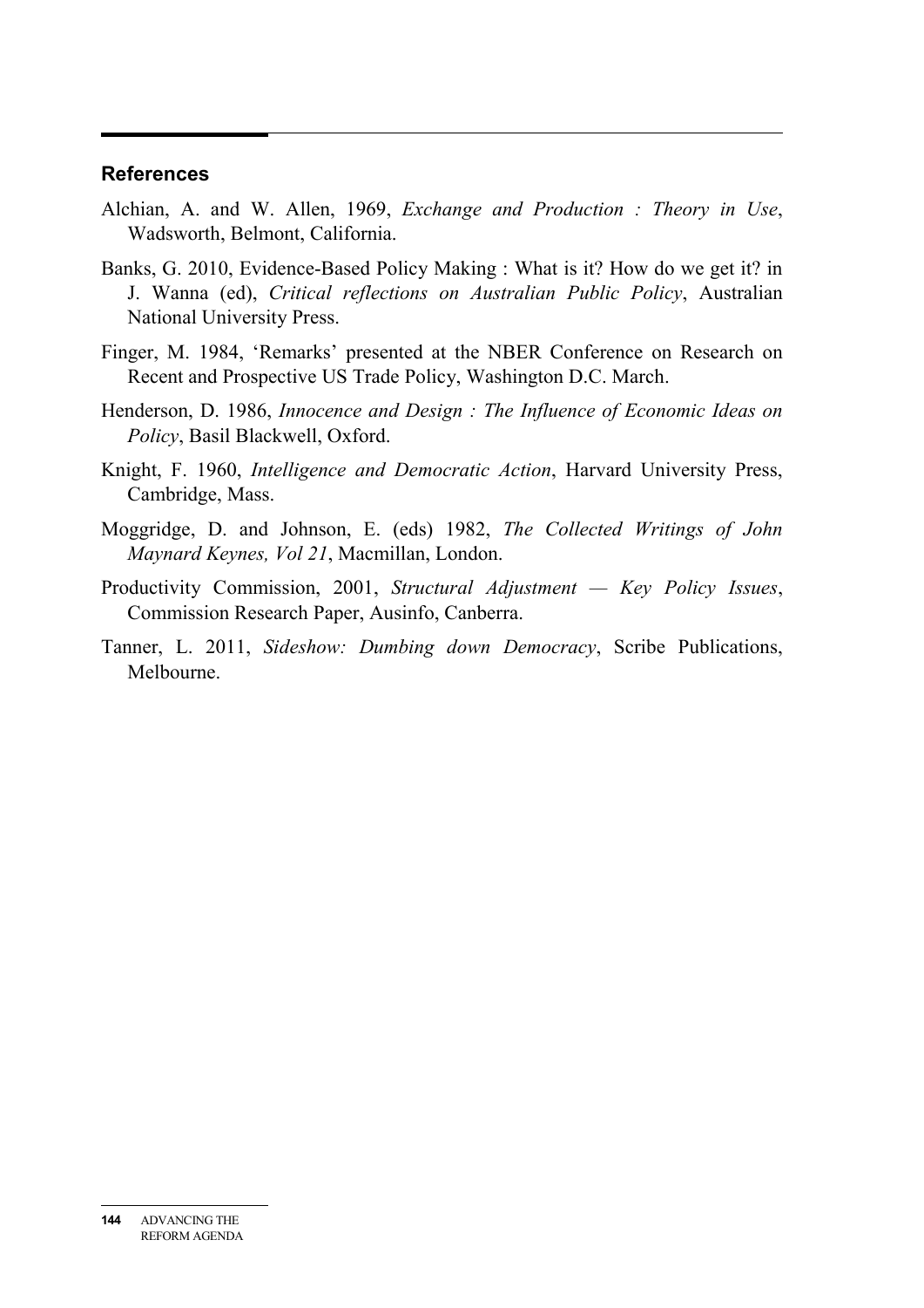## References

Alchian, A. and W. Allen, 1969, *Exchange and Production : Theory in Use*, Wadsworth, Belmont, California.

Banks, G. 2010, Evidence-Based Policy Making : What is it? How do we get it? in J. Wanna (ed), *Critical reflections on Australian Public Policy*, Australian National University Press.

Finger, M. 1984, 'Remarks' presented at the NBER Conference on Research on Recent and Prospective US Trade Policy, Washington D.C. March.

Henderson, D. 1986, *Innocence and Design : The Influence of Economic Ideas on Policy*, Basil Blackwell, Oxford.

Knight, F. 1960, *Intelligence and Democratic Action*, Harvard University Press, Cambridge, Mass.

Moggridge, D. and Johnson, E. (eds) 1982, *The Collected Writings of John Maynard Keynes, Vol 21*, Macmillan, London.

Productivity Commission, 2001, *Structural Adjustment — Key Policy Issues*, Commission Research Paper, Ausinfo, Canberra.

Tanner, L. 2011, *Sideshow: Dumbing down Democracy*, Scribe Publications, Melbourne.